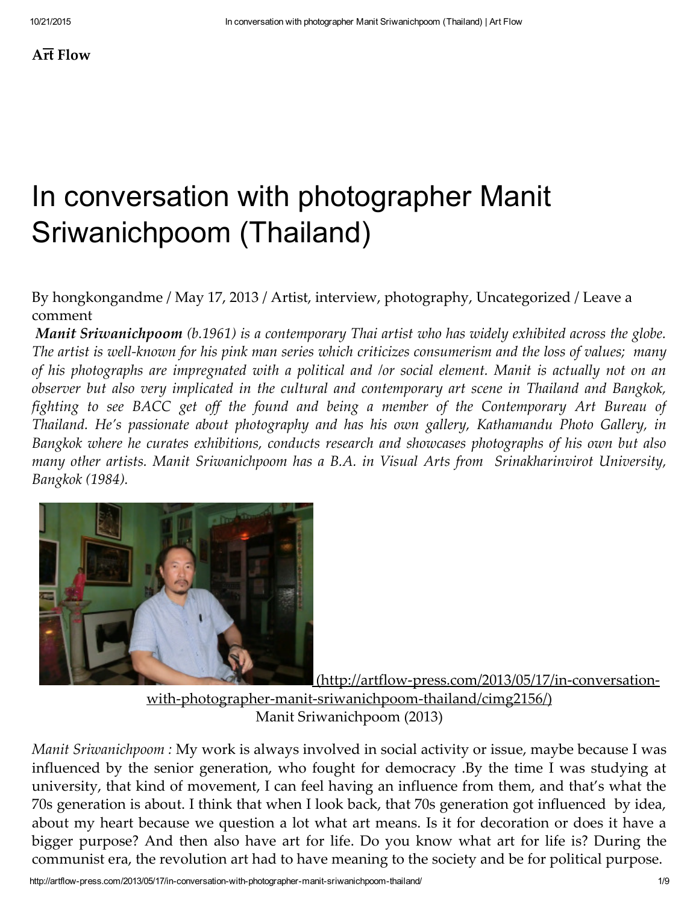**Art Flow**

# In conversation with photographer Manit Sriwanichpoom (Thailand)

By hongkongandme / May 17, 2013 / Artist, interview, photography, Uncategorized / Leave a comment

***Manit Sriwanichpoom** (b.1961) is a contemporary Thai artist who has widely exhibited across the globe. The artist is well-known for his pink man series which criticizes consumerism and the loss of values; many of his photographs are impregnated with a political and /or social element. Manit is actually not on an observer but also very implicated in the cultural and contemporary art scene in Thailand and Bangkok, fighting to see BACC get off the found and being a member of the Contemporary Art Bureau of Thailand. He's passionate about photography and has his own gallery, Kathamandu Photo Gallery, in Bangkok where he curates exhibitions, conducts research and showcases photographs of his own but also many other artists. Manit Sriwanichpoom has a B.A. in Visual Arts from Srinakharinvirot University, Bangkok (1984).*

(http://artflow-press.com/2013/05/17/in-conversation-with-photographer-manit-sriwanichpoom-thailand/cimg2156/)

Manit Sriwanichpoom (2013)

*Manit Sriwanichpoom :* My work is always involved in social activity or issue, maybe because I was influenced by the senior generation, who fought for democracy .By the time I was studying at university, that kind of movement, I can feel having an influence from them, and that's what the 70s generation is about. I think that when I look back, that 70s generation got influenced by idea, about my heart because we question a lot what art means. Is it for decoration or does it have a bigger purpose? And then also have art for life. Do you know what art for life is? During the communist era, the revolution art had to have meaning to the society and be for political purpose.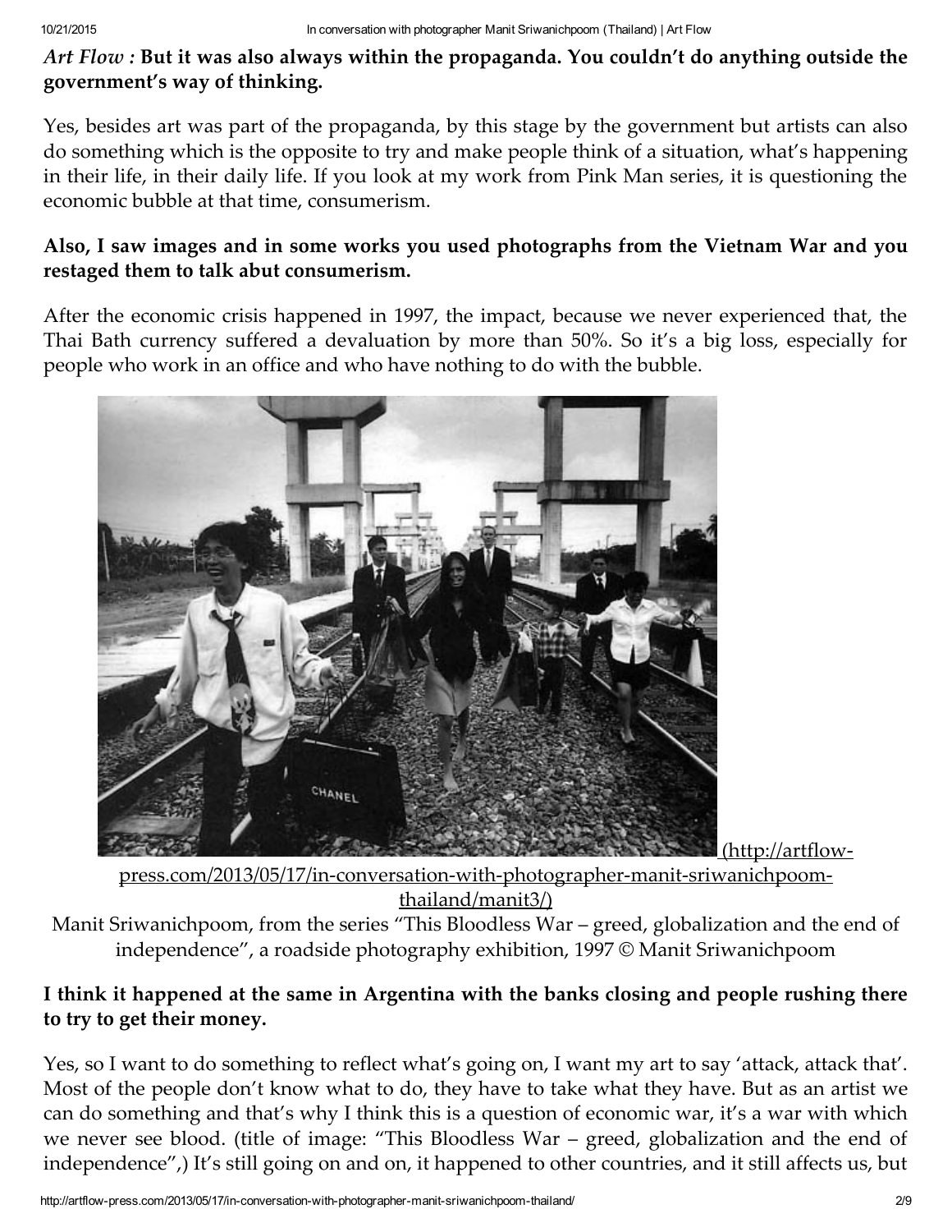***Art Flow* : But it was also always within the propaganda. You couldn't do anything outside the government's way of thinking.**

Yes, besides art was part of the propaganda, by this stage by the government but artists can also do something which is the opposite to try and make people think of a situation, what's happening in their life, in their daily life. If you look at my work from Pink Man series, it is questioning the economic bubble at that time, consumerism.

**Also, I saw images and in some works you used photographs from the Vietnam War and you restaged them to talk abut consumerism.**

After the economic crisis happened in 1997, the impact, because we never experienced that, the Thai Bath currency suffered a devaluation by more than 50%. So it's a big loss, especially for people who work in an office and who have nothing to do with the bubble.

(http://artflow-press.com/2013/05/17/in-conversation-with-photographer-manit-sriwanichpoom-thailand/manit3/)

Manit Sriwanichpoom, from the series "This Bloodless War – greed, globalization and the end of independence", a roadside photography exhibition, 1997 © Manit Sriwanichpoom

**I think it happened at the same in Argentina with the banks closing and people rushing there to try to get their money.**

Yes, so I want to do something to reflect what's going on, I want my art to say 'attack, attack that'. Most of the people don't know what to do, they have to take what they have. But as an artist we can do something and that's why I think this is a question of economic war, it's a war with which we never see blood. (title of image: "This Bloodless War – greed, globalization and the end of independence",) It's still going on and on, it happened to other countries, and it still affects us, but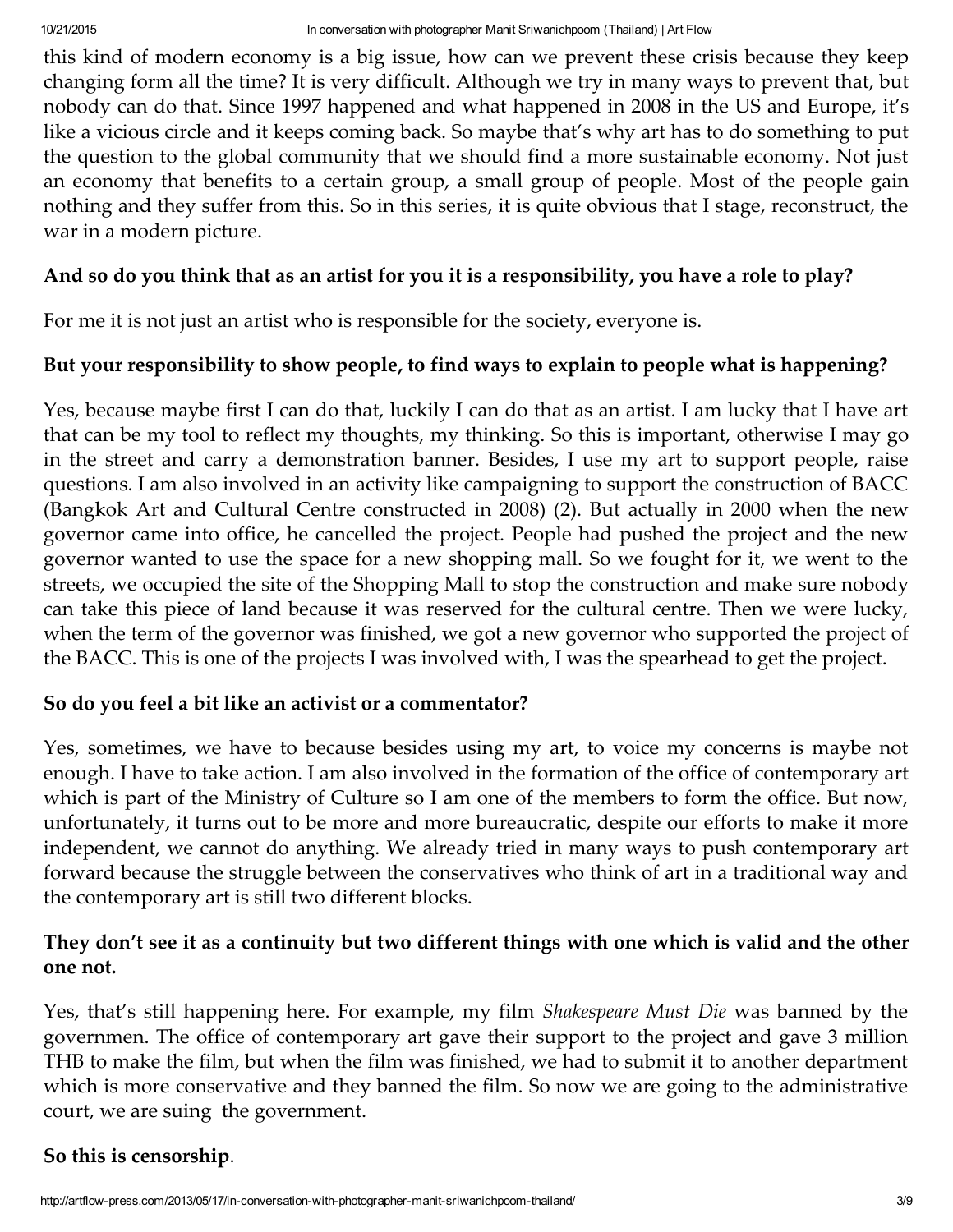this kind of modern economy is a big issue, how can we prevent these crisis because they keep changing form all the time? It is very difficult. Although we try in many ways to prevent that, but nobody can do that. Since 1997 happened and what happened in 2008 in the US and Europe, it's like a vicious circle and it keeps coming back. So maybe that's why art has to do something to put the question to the global community that we should find a more sustainable economy. Not just an economy that benefits to a certain group, a small group of people. Most of the people gain nothing and they suffer from this. So in this series, it is quite obvious that I stage, reconstruct, the war in a modern picture.

**And so do you think that as an artist for you it is a responsibility, you have a role to play?**

For me it is not just an artist who is responsible for the society, everyone is.

**But your responsibility to show people, to find ways to explain to people what is happening?**

Yes, because maybe first I can do that, luckily I can do that as an artist. I am lucky that I have art that can be my tool to reflect my thoughts, my thinking. So this is important, otherwise I may go in the street and carry a demonstration banner. Besides, I use my art to support people, raise questions. I am also involved in an activity like campaigning to support the construction of BACC (Bangkok Art and Cultural Centre constructed in 2008) (2). But actually in 2000 when the new governor came into office, he cancelled the project. People had pushed the project and the new governor wanted to use the space for a new shopping mall. So we fought for it, we went to the streets, we occupied the site of the Shopping Mall to stop the construction and make sure nobody can take this piece of land because it was reserved for the cultural centre. Then we were lucky, when the term of the governor was finished, we got a new governor who supported the project of the BACC. This is one of the projects I was involved with, I was the spearhead to get the project.

**So do you feel a bit like an activist or a commentator?**

Yes, sometimes, we have to because besides using my art, to voice my concerns is maybe not enough. I have to take action. I am also involved in the formation of the office of contemporary art which is part of the Ministry of Culture so I am one of the members to form the office. But now, unfortunately, it turns out to be more and more bureaucratic, despite our efforts to make it more independent, we cannot do anything. We already tried in many ways to push contemporary art forward because the struggle between the conservatives who think of art in a traditional way and the contemporary art is still two different blocks.

**They don't see it as a continuity but two different things with one which is valid and the other one not.**

Yes, that's still happening here. For example, my film *Shakespeare Must Die* was banned by the governmen. The office of contemporary art gave their support to the project and gave 3 million THB to make the film, but when the film was finished, we had to submit it to another department which is more conservative and they banned the film. So now we are going to the administrative court, we are suing the government.

**So this is censorship**.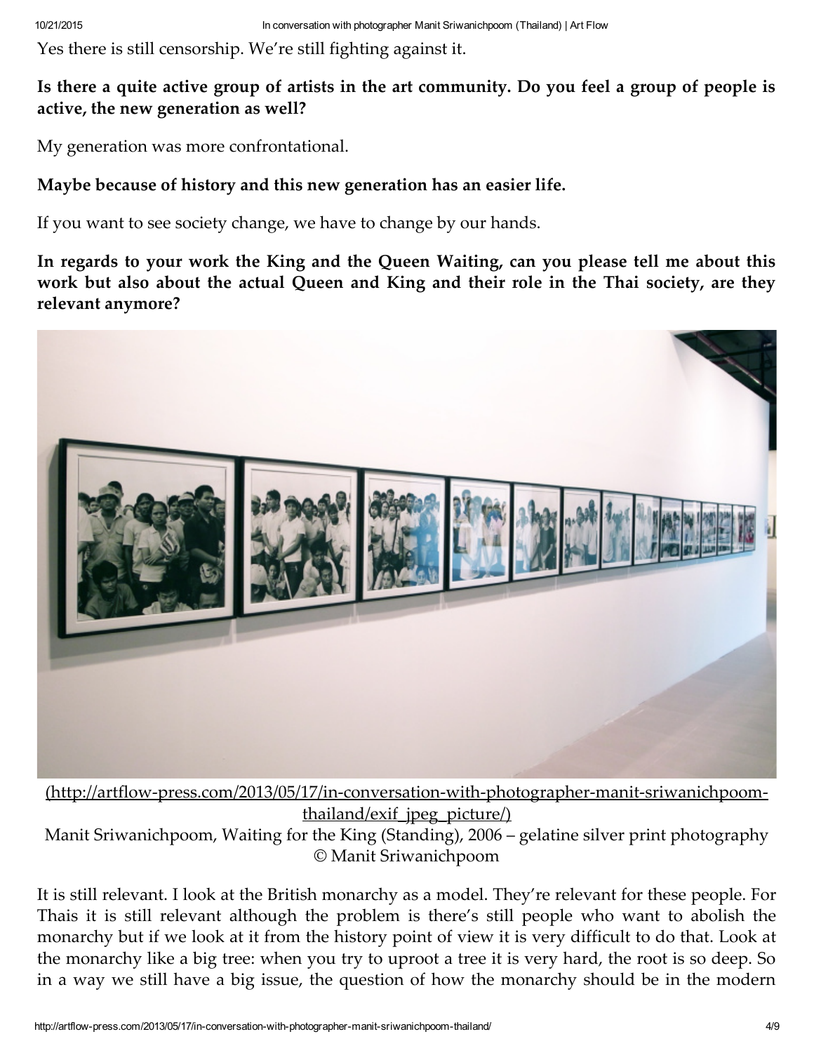Yes there is still censorship. We're still fighting against it.

**Is there a quite active group of artists in the art community. Do you feel a group of people is active, the new generation as well?**

My generation was more confrontational.

**Maybe because of history and this new generation has an easier life.**

If you want to see society change, we have to change by our hands.

**In regards to your work the King and the Queen Waiting, can you please tell me about this work but also about the actual Queen and King and their role in the Thai society, are they relevant anymore?**

(http://artflow-press.com/2013/05/17/in-conversation-with-photographer-manit-sriwanichpoom-thailand/exif_jpeg_picture/)

Manit Sriwanichpoom, Waiting for the King (Standing), 2006 – gelatine silver print photography © Manit Sriwanichpoom

It is still relevant. I look at the British monarchy as a model. They're relevant for these people. For Thais it is still relevant although the problem is there's still people who want to abolish the monarchy but if we look at it from the history point of view it is very difficult to do that. Look at the monarchy like a big tree: when you try to uproot a tree it is very hard, the root is so deep. So in a way we still have a big issue, the question of how the monarchy should be in the modern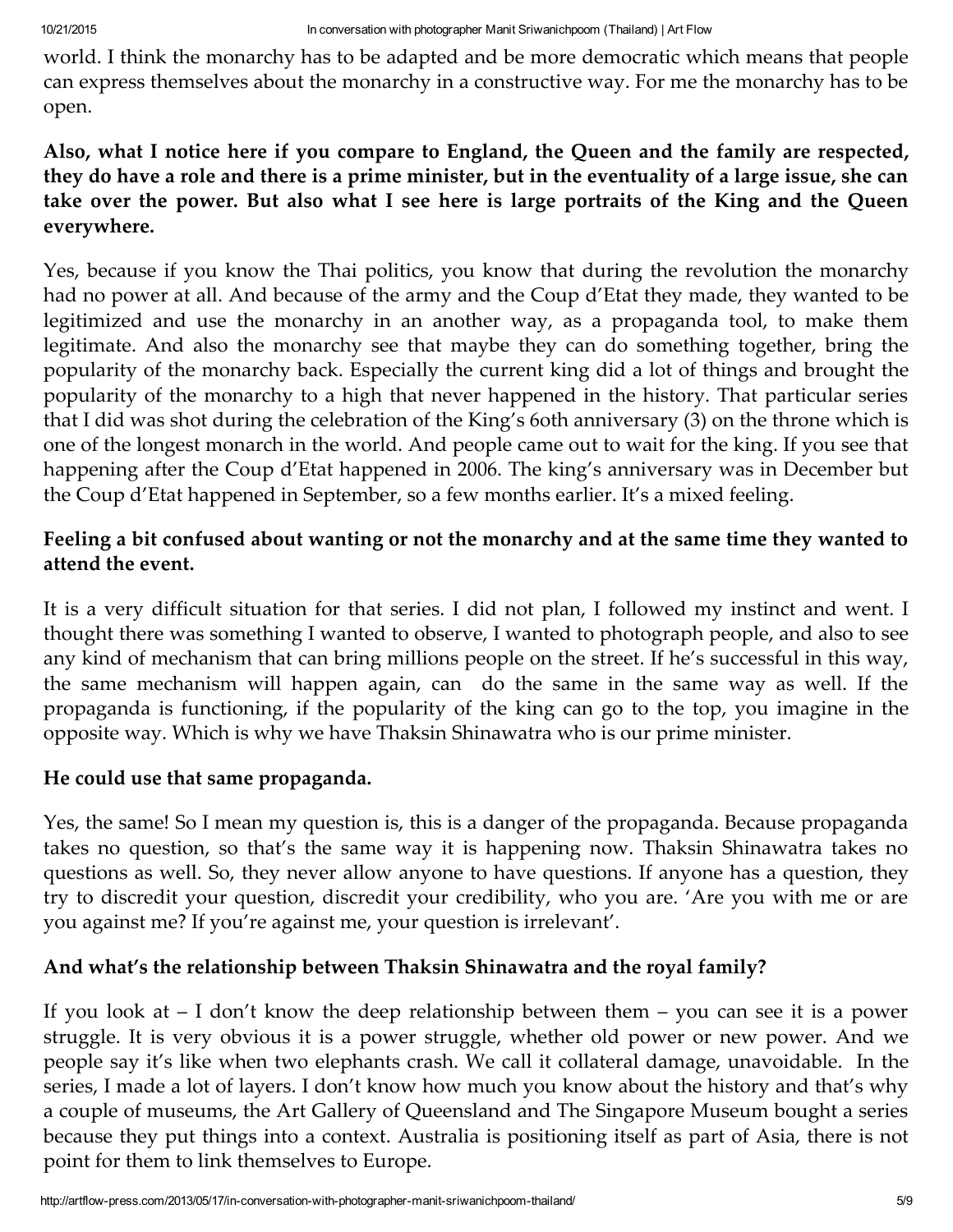world. I think the monarchy has to be adapted and be more democratic which means that people can express themselves about the monarchy in a constructive way. For me the monarchy has to be open.

**Also, what I notice here if you compare to England, the Queen and the family are respected, they do have a role and there is a prime minister, but in the eventuality of a large issue, she can take over the power. But also what I see here is large portraits of the King and the Queen everywhere.**

Yes, because if you know the Thai politics, you know that during the revolution the monarchy had no power at all. And because of the army and the Coup d'Etat they made, they wanted to be legitimized and use the monarchy in an another way, as a propaganda tool, to make them legitimate. And also the monarchy see that maybe they can do something together, bring the popularity of the monarchy back. Especially the current king did a lot of things and brought the popularity of the monarchy to a high that never happened in the history. That particular series that I did was shot during the celebration of the King's 60th anniversary (3) on the throne which is one of the longest monarch in the world. And people came out to wait for the king. If you see that happening after the Coup d'Etat happened in 2006. The king's anniversary was in December but the Coup d'Etat happened in September, so a few months earlier. It's a mixed feeling.

**Feeling a bit confused about wanting or not the monarchy and at the same time they wanted to attend the event.**

It is a very difficult situation for that series. I did not plan, I followed my instinct and went. I thought there was something I wanted to observe, I wanted to photograph people, and also to see any kind of mechanism that can bring millions people on the street. If he's successful in this way, the same mechanism will happen again, can do the same in the same way as well. If the propaganda is functioning, if the popularity of the king can go to the top, you imagine in the opposite way. Which is why we have Thaksin Shinawatra who is our prime minister.

**He could use that same propaganda.**

Yes, the same! So I mean my question is, this is a danger of the propaganda. Because propaganda takes no question, so that's the same way it is happening now. Thaksin Shinawatra takes no questions as well. So, they never allow anyone to have questions. If anyone has a question, they try to discredit your question, discredit your credibility, who you are. 'Are you with me or are you against me? If you're against me, your question is irrelevant'.

**And what's the relationship between Thaksin Shinawatra and the royal family?**

If you look at – I don't know the deep relationship between them – you can see it is a power struggle. It is very obvious it is a power struggle, whether old power or new power. And we people say it's like when two elephants crash. We call it collateral damage, unavoidable. In the series, I made a lot of layers. I don't know how much you know about the history and that's why a couple of museums, the Art Gallery of Queensland and The Singapore Museum bought a series because they put things into a context. Australia is positioning itself as part of Asia, there is not point for them to link themselves to Europe.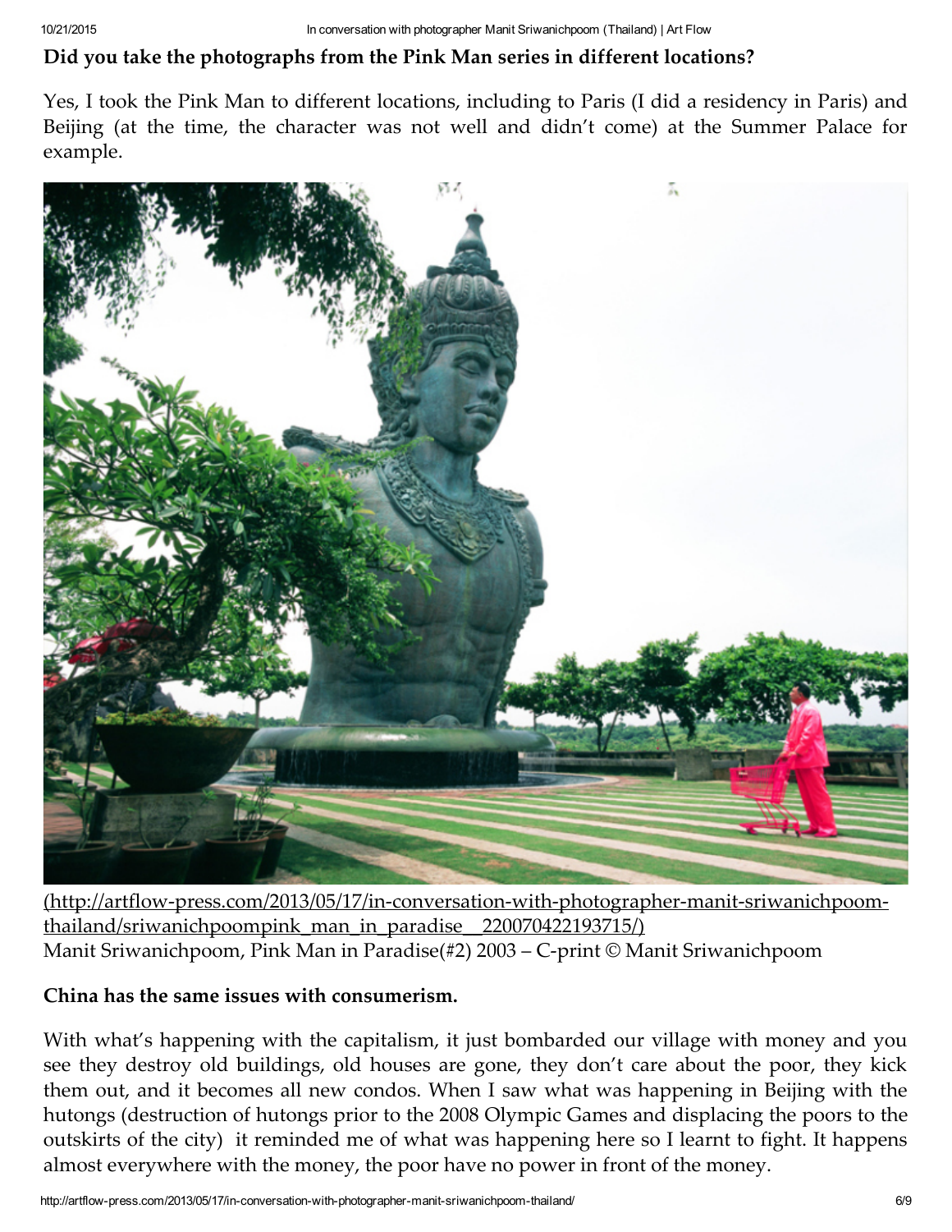**Did you take the photographs from the Pink Man series in different locations?**

Yes, I took the Pink Man to different locations, including to Paris (I did a residency in Paris) and Beijing (at the time, the character was not well and didn't come) at the Summer Palace for example.

(http://artflow-press.com/2013/05/17/in-conversation-with-photographer-manit-sriwanichpoom-thailand/sriwanichpoompink_man_in_paradise__220070422193715/)
Manit Sriwanichpoom, Pink Man in Paradise(#2) 2003 – C-print © Manit Sriwanichpoom

**China has the same issues with consumerism.**

With what's happening with the capitalism, it just bombarded our village with money and you see they destroy old buildings, old houses are gone, they don't care about the poor, they kick them out, and it becomes all new condos. When I saw what was happening in Beijing with the hutongs (destruction of hutongs prior to the 2008 Olympic Games and displacing the poors to the outskirts of the city) it reminded me of what was happening here so I learnt to fight. It happens almost everywhere with the money, the poor have no power in front of the money.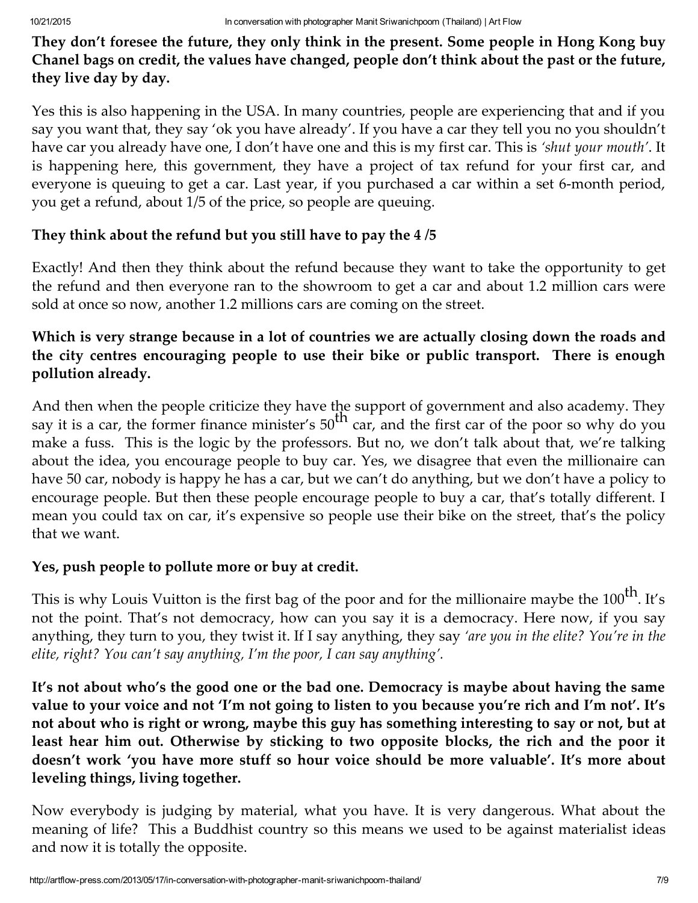**They don't foresee the future, they only think in the present. Some people in Hong Kong buy Chanel bags on credit, the values have changed, people don't think about the past or the future, they live day by day.**

Yes this is also happening in the USA. In many countries, people are experiencing that and if you say you want that, they say 'ok you have already'. If you have a car they tell you no you shouldn't have car you already have one, I don't have one and this is my first car. This is *'shut your mouth'*. It is happening here, this government, they have a project of tax refund for your first car, and everyone is queuing to get a car. Last year, if you purchased a car within a set 6-month period, you get a refund, about 1/5 of the price, so people are queuing.

**They think about the refund but you still have to pay the 4 /5**

Exactly! And then they think about the refund because they want to take the opportunity to get the refund and then everyone ran to the showroom to get a car and about 1.2 million cars were sold at once so now, another 1.2 millions cars are coming on the street.

**Which is very strange because in a lot of countries we are actually closing down the roads and the city centres encouraging people to use their bike or public transport. There is enough pollution already.**

And then when the people criticize they have the support of government and also academy. They say it is a car, the former finance minister's 50th car, and the first car of the poor so why do you make a fuss. This is the logic by the professors. But no, we don't talk about that, we're talking about the idea, you encourage people to buy car. Yes, we disagree that even the millionaire can have 50 car, nobody is happy he has a car, but we can't do anything, but we don't have a policy to encourage people. But then these people encourage people to buy a car, that's totally different. I mean you could tax on car, it's expensive so people use their bike on the street, that's the policy that we want.

**Yes, push people to pollute more or buy at credit.**

This is why Louis Vuitton is the first bag of the poor and for the millionaire maybe the 100th. It's not the point. That's not democracy, how can you say it is a democracy. Here now, if you say anything, they turn to you, they twist it. If I say anything, they say *'are you in the elite? You're in the elite, right? You can't say anything, I'm the poor, I can say anything'.*

**It's not about who's the good one or the bad one. Democracy is maybe about having the same value to your voice and not 'I'm not going to listen to you because you're rich and I'm not'. It's not about who is right or wrong, maybe this guy has something interesting to say or not, but at least hear him out. Otherwise by sticking to two opposite blocks, the rich and the poor it doesn't work 'you have more stuff so hour voice should be more valuable'. It's more about leveling things, living together.**

Now everybody is judging by material, what you have. It is very dangerous. What about the meaning of life? This a Buddhist country so this means we used to be against materialist ideas and now it is totally the opposite.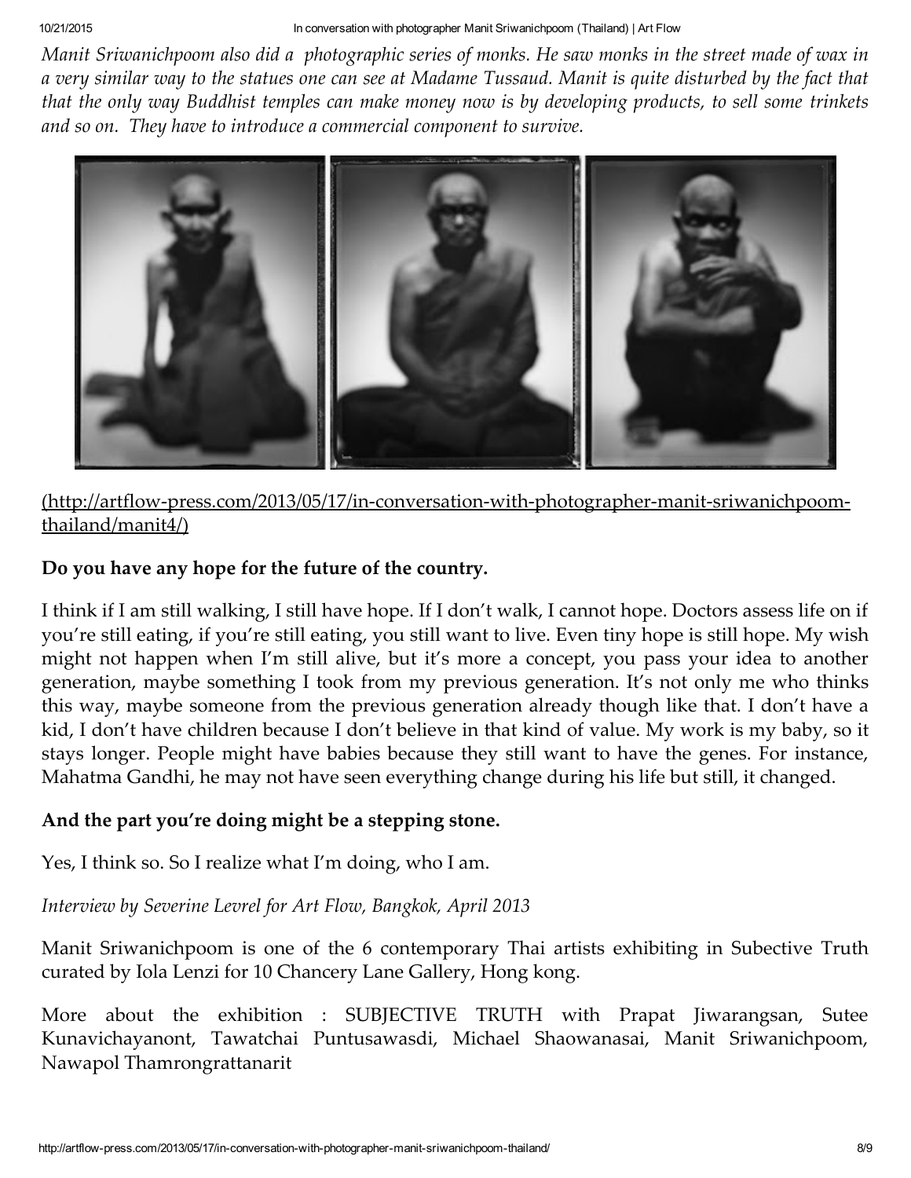*Manit Sriwanichpoom also did a photographic series of monks. He saw monks in the street made of wax in a very similar way to the statues one can see at Madame Tussaud. Manit is quite disturbed by the fact that that the only way Buddhist temples can make money now is by developing products, to sell some trinkets and so on. They have to introduce a commercial component to survive.*

(http://artflow-press.com/2013/05/17/in-conversation-with-photographer-manit-sriwanichpoom-thailand/manit4/)

**Do you have any hope for the future of the country.**

I think if I am still walking, I still have hope. If I don't walk, I cannot hope. Doctors assess life on if you're still eating, if you're still eating, you still want to live. Even tiny hope is still hope. My wish might not happen when I'm still alive, but it's more a concept, you pass your idea to another generation, maybe something I took from my previous generation. It's not only me who thinks this way, maybe someone from the previous generation already though like that. I don't have a kid, I don't have children because I don't believe in that kind of value. My work is my baby, so it stays longer. People might have babies because they still want to have the genes. For instance, Mahatma Gandhi, he may not have seen everything change during his life but still, it changed.

**And the part you're doing might be a stepping stone.**

Yes, I think so. So I realize what I'm doing, who I am.

*Interview by Severine Levrel for Art Flow, Bangkok, April 2013*

Manit Sriwanichpoom is one of the 6 contemporary Thai artists exhibiting in Subective Truth curated by Iola Lenzi for 10 Chancery Lane Gallery, Hong kong.

More about the exhibition : SUBJECTIVE TRUTH with Prapat Jiwarangsan, Sutee Kunavichayanont, Tawatchai Puntusawasdi, Michael Shaowanasai, Manit Sriwanichpoom, Nawapol Thamrongrattanarit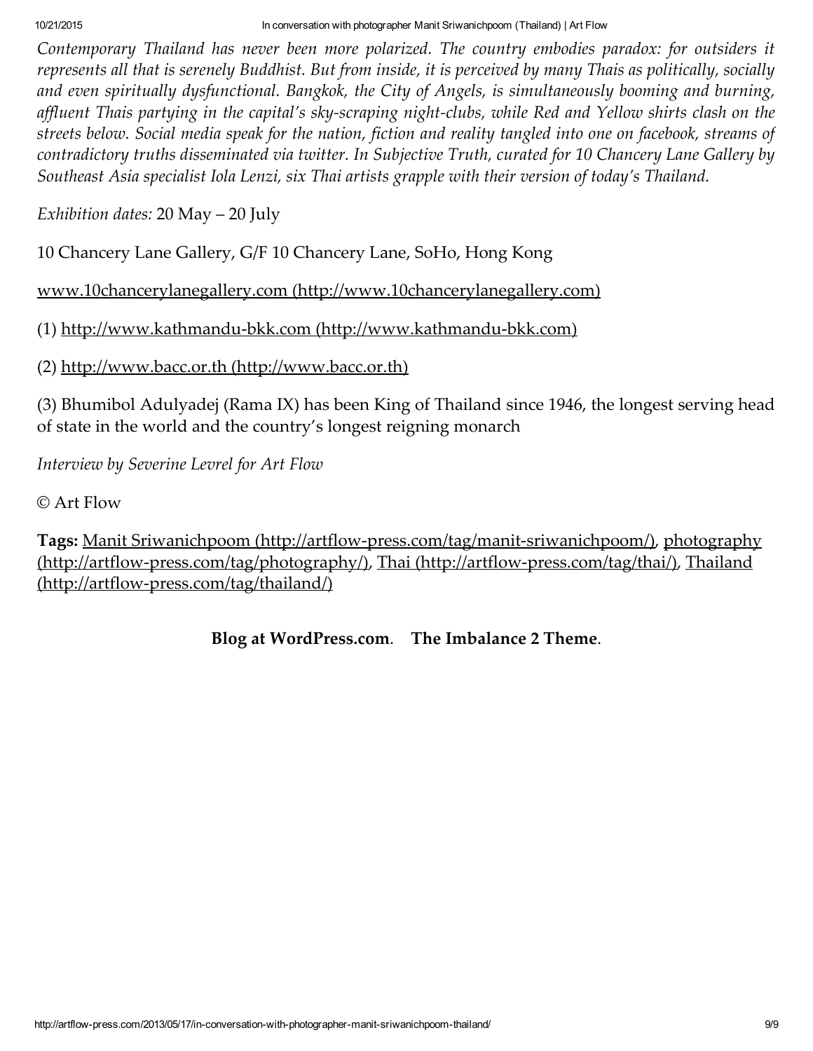*Contemporary Thailand has never been more polarized. The country embodies paradox: for outsiders it represents all that is serenely Buddhist. But from inside, it is perceived by many Thais as politically, socially and even spiritually dysfunctional. Bangkok, the City of Angels, is simultaneously booming and burning, affluent Thais partying in the capital's sky-scraping night-clubs, while Red and Yellow shirts clash on the streets below. Social media speak for the nation, fiction and reality tangled into one on facebook, streams of contradictory truths disseminated via twitter. In Subjective Truth, curated for 10 Chancery Lane Gallery by Southeast Asia specialist Iola Lenzi, six Thai artists grapple with their version of today's Thailand.*

*Exhibition dates:* 20 May – 20 July

10 Chancery Lane Gallery, G/F 10 Chancery Lane, SoHo, Hong Kong

www.10chancerylanegallery.com (http://www.10chancerylanegallery.com)

(1) http://www.kathmandu-bkk.com (http://www.kathmandu-bkk.com)

(2) http://www.bacc.or.th (http://www.bacc.or.th)

(3) Bhumibol Adulyadej (Rama IX) has been King of Thailand since 1946, the longest serving head of state in the world and the country's longest reigning monarch

*Interview by Severine Levrel for Art Flow*

© Art Flow

**Tags:** Manit Sriwanichpoom (http://artflow-press.com/tag/manit-sriwanichpoom/), photography (http://artflow-press.com/tag/photography/), Thai (http://artflow-press.com/tag/thai/), Thailand (http://artflow-press.com/tag/thailand/)

**Blog at WordPress.com**. **The Imbalance 2 Theme**.